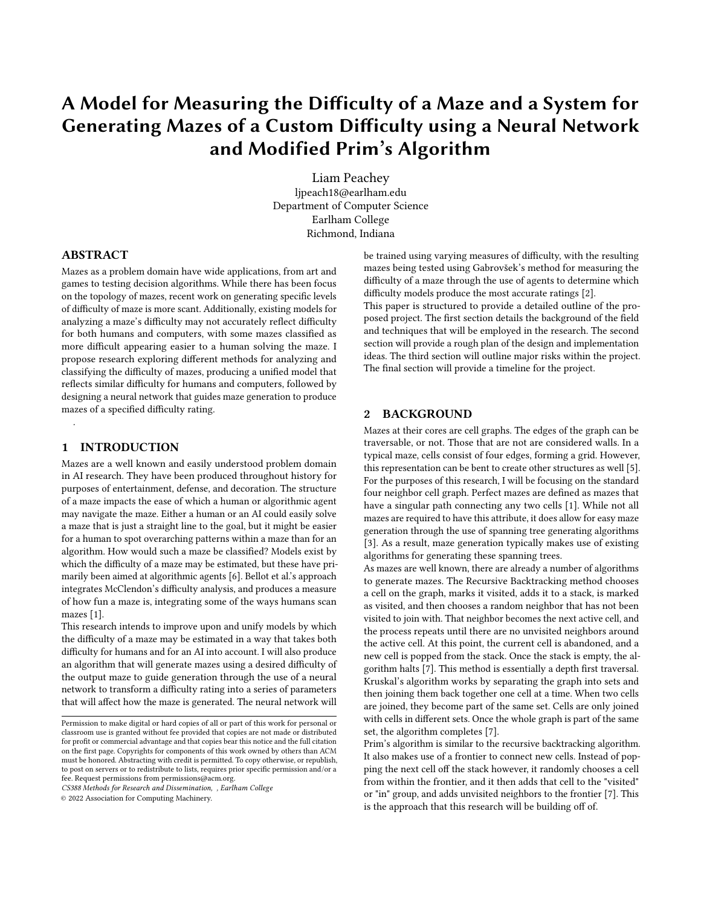# A Model for Measuring the Difficulty of a Maze and a System for Generating Mazes of a Custom Difficulty using a Neural Network and Modified Prim's Algorithm

Liam Peachey
ljpeach18@earlham.edu
Department of Computer Science
Earlham College
Richmond, Indiana

## ABSTRACT

Mazes as a problem domain have wide applications, from art and games to testing decision algorithms. While there has been focus on the topology of mazes, recent work on generating specific levels of difficulty of maze is more scant. Additionally, existing models for analyzing a maze's difficulty may not accurately reflect difficulty for both humans and computers, with some mazes classified as more difficult appearing easier to a human solving the maze. I propose research exploring different methods for analyzing and classifying the difficulty of mazes, producing a unified model that reflects similar difficulty for humans and computers, followed by designing a neural network that guides maze generation to produce mazes of a specified difficulty rating.

.

## 1 INTRODUCTION

Mazes are a well known and easily understood problem domain in AI research. They have been produced throughout history for purposes of entertainment, defense, and decoration. The structure of a maze impacts the ease of which a human or algorithmic agent may navigate the maze. Either a human or an AI could easily solve a maze that is just a straight line to the goal, but it might be easier for a human to spot overarching patterns within a maze than for an algorithm. How would such a maze be classified? Models exist by which the difficulty of a maze may be estimated, but these have primarily been aimed at algorithmic agents [6]. Bellot et al.'s approach integrates McClendon's difficulty analysis, and produces a measure of how fun a maze is, integrating some of the ways humans scan mazes [1].

This research intends to improve upon and unify models by which the difficulty of a maze may be estimated in a way that takes both difficulty for humans and for an AI into account. I will also produce an algorithm that will generate mazes using a desired difficulty of the output maze to guide generation through the use of a neural network to transform a difficulty rating into a series of parameters that will affect how the maze is generated. The neural network will be trained using varying measures of difficulty, with the resulting mazes being tested using Gabrovšek's method for measuring the difficulty of a maze through the use of agents to determine which difficulty models produce the most accurate ratings [2].

This paper is structured to provide a detailed outline of the proposed project. The first section details the background of the field and techniques that will be employed in the research. The second section will provide a rough plan of the design and implementation ideas. The third section will outline major risks within the project. The final section will provide a timeline for the project.

## 2 BACKGROUND

Mazes at their cores are cell graphs. The edges of the graph can be traversable, or not. Those that are not are considered walls. In a typical maze, cells consist of four edges, forming a grid. However, this representation can be bent to create other structures as well [5]. For the purposes of this research, I will be focusing on the standard four neighbor cell graph. Perfect mazes are defined as mazes that have a singular path connecting any two cells [1]. While not all mazes are required to have this attribute, it does allow for easy maze generation through the use of spanning tree generating algorithms [3]. As a result, maze generation typically makes use of existing algorithms for generating these spanning trees.

As mazes are well known, there are already a number of algorithms to generate mazes. The Recursive Backtracking method chooses a cell on the graph, marks it visited, adds it to a stack, is marked as visited, and then chooses a random neighbor that has not been visited to join with. That neighbor becomes the next active cell, and the process repeats until there are no unvisited neighbors around the active cell. At this point, the current cell is abandoned, and a new cell is popped from the stack. Once the stack is empty, the algorithm halts [7]. This method is essentially a depth first traversal. Kruskal's algorithm works by separating the graph into sets and then joining them back together one cell at a time. When two cells are joined, they become part of the same set. Cells are only joined with cells in different sets. Once the whole graph is part of the same set, the algorithm completes [7].

Prim's algorithm is similar to the recursive backtracking algorithm. It also makes use of a frontier to connect new cells. Instead of popping the next cell off the stack however, it randomly chooses a cell from within the frontier, and it then adds that cell to the "visited" or "in" group, and adds unvisited neighbors to the frontier [7]. This is the approach that this research will be building off of.

Permission to make digital or hard copies of all or part of this work for personal or classroom use is granted without fee provided that copies are not made or distributed for profit or commercial advantage and that copies bear this notice and the full citation on the first page. Copyrights for components of this work owned by others than ACM must be honored. Abstracting with credit is permitted. To copy otherwise, or republish, to post on servers or to redistribute to lists, requires prior specific permission and/or a fee. Request permissions from permissions@acm.org.

*CS388 Methods for Research and Dissemination, , Earlham College*

© 2022 Association for Computing Machinery.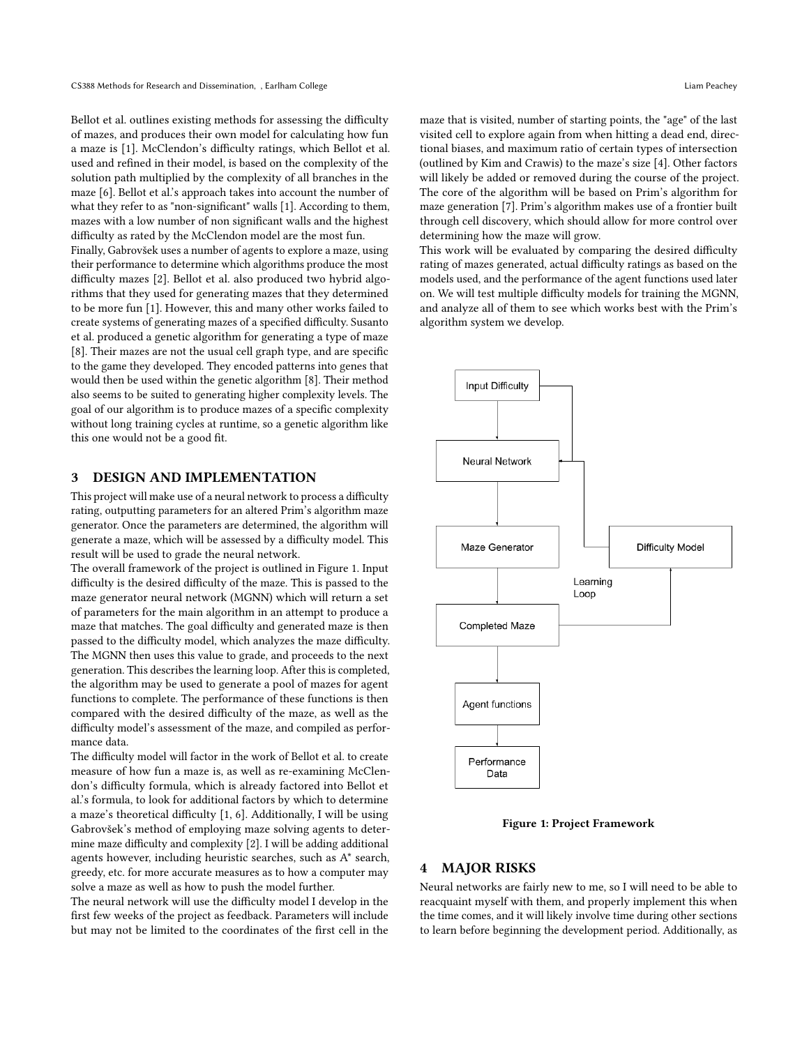Bellot et al. outlines existing methods for assessing the difficulty of mazes, and produces their own model for calculating how fun a maze is [1]. McClendon's difficulty ratings, which Bellot et al. used and refined in their model, is based on the complexity of the solution path multiplied by the complexity of all branches in the maze [6]. Bellot et al.'s approach takes into account the number of what they refer to as "non-significant" walls [1]. According to them, mazes with a low number of non significant walls and the highest difficulty as rated by the McClendon model are the most fun.

Finally, Gabrovšek uses a number of agents to explore a maze, using their performance to determine which algorithms produce the most difficulty mazes [2]. Bellot et al. also produced two hybrid algorithms that they used for generating mazes that they determined to be more fun [1]. However, this and many other works failed to create systems of generating mazes of a specified difficulty. Susanto et al. produced a genetic algorithm for generating a type of maze [8]. Their mazes are not the usual cell graph type, and are specific to the game they developed. They encoded patterns into genes that would then be used within the genetic algorithm [8]. Their method also seems to be suited to generating higher complexity levels. The goal of our algorithm is to produce mazes of a specific complexity without long training cycles at runtime, so a genetic algorithm like this one would not be a good fit.

## 3 DESIGN AND IMPLEMENTATION

This project will make use of a neural network to process a difficulty rating, outputting parameters for an altered Prim's algorithm maze generator. Once the parameters are determined, the algorithm will generate a maze, which will be assessed by a difficulty model. This result will be used to grade the neural network.

The overall framework of the project is outlined in Figure 1. Input difficulty is the desired difficulty of the maze. This is passed to the maze generator neural network (MGNN) which will return a set of parameters for the main algorithm in an attempt to produce a maze that matches. The goal difficulty and generated maze is then passed to the difficulty model, which analyzes the maze difficulty. The MGNN then uses this value to grade, and proceeds to the next generation. This describes the learning loop. After this is completed, the algorithm may be used to generate a pool of mazes for agent functions to complete. The performance of these functions is then compared with the desired difficulty of the maze, as well as the difficulty model's assessment of the maze, and compiled as performance data.

The difficulty model will factor in the work of Bellot et al. to create measure of how fun a maze is, as well as re-examining McClendon's difficulty formula, which is already factored into Bellot et al.'s formula, to look for additional factors by which to determine a maze's theoretical difficulty [1, 6]. Additionally, I will be using Gabrovšek's method of employing maze solving agents to determine maze difficulty and complexity [2]. I will be adding additional agents however, including heuristic searches, such as A* search, greedy, etc. for more accurate measures as to how a computer may solve a maze as well as how to push the model further.

The neural network will use the difficulty model I develop in the first few weeks of the project as feedback. Parameters will include but may not be limited to the coordinates of the first cell in the maze that is visited, number of starting points, the "age" of the last visited cell to explore again from when hitting a dead end, directional biases, and maximum ratio of certain types of intersection (outlined by Kim and Crawis) to the maze's size [4]. Other factors will likely be added or removed during the course of the project. The core of the algorithm will be based on Prim's algorithm for maze generation [7]. Prim's algorithm makes use of a frontier built through cell discovery, which should allow for more control over determining how the maze will grow.

This work will be evaluated by comparing the desired difficulty rating of mazes generated, actual difficulty ratings as based on the models used, and the performance of the agent functions used later on. We will test multiple difficulty models for training the MGNN, and analyze all of them to see which works best with the Prim's algorithm system we develop.

Input Difficulty → Neural Network → Maze Generator → Completed Maze → Agent functions → Performance Data

Completed Maze → Difficulty Model → Neural Network (Learning Loop)

**Figure 1: Project Framework**

## 4 MAJOR RISKS

Neural networks are fairly new to me, so I will need to be able to reacquaint myself with them, and properly implement this when the time comes, and it will likely involve time during other sections to learn before beginning the development period. Additionally, as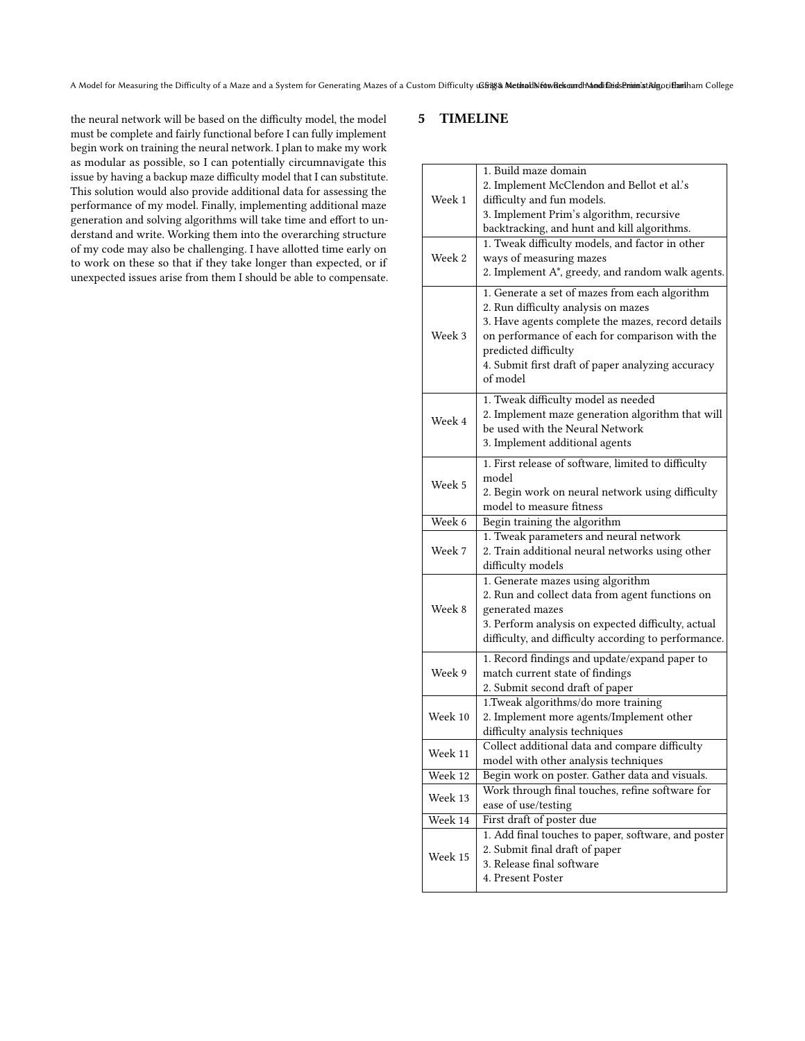the neural network will be based on the difficulty model, the model must be complete and fairly functional before I can fully implement begin work on training the neural network. I plan to make my work as modular as possible, so I can potentially circumnavigate this issue by having a backup maze difficulty model that I can substitute. This solution would also provide additional data for assessing the performance of my model. Finally, implementing additional maze generation and solving algorithms will take time and effort to understand and write. Working them into the overarching structure of my code may also be challenging. I have allotted time early on to work on these so that if they take longer than expected, or if unexpected issues arise from them I should be able to compensate.

## 5 TIMELINE

| | |
|---|---|
| Week 1 | 1. Build maze domain<br>2. Implement McClendon and Bellot et al.'s difficulty and fun models.<br>3. Implement Prim's algorithm, recursive backtracking, and hunt and kill algorithms. |
| Week 2 | 1. Tweak difficulty models, and factor in other ways of measuring mazes<br>2. Implement A*, greedy, and random walk agents. |
| Week 3 | 1. Generate a set of mazes from each algorithm<br>2. Run difficulty analysis on mazes<br>3. Have agents complete the mazes, record details on performance of each for comparison with the predicted difficulty<br>4. Submit first draft of paper analyzing accuracy of model |
| Week 4 | 1. Tweak difficulty model as needed<br>2. Implement maze generation algorithm that will be used with the Neural Network<br>3. Implement additional agents |
| Week 5 | 1. First release of software, limited to difficulty model<br>2. Begin work on neural network using difficulty model to measure fitness |
| Week 6 | Begin training the algorithm |
| Week 7 | 1. Tweak parameters and neural network<br>2. Train additional neural networks using other difficulty models |
| Week 8 | 1. Generate mazes using algorithm<br>2. Run and collect data from agent functions on generated mazes<br>3. Perform analysis on expected difficulty, actual difficulty, and difficulty according to performance. |
| Week 9 | 1. Record findings and update/expand paper to match current state of findings<br>2. Submit second draft of paper |
| Week 10 | 1.Tweak algorithms/do more training<br>2. Implement more agents/Implement other difficulty analysis techniques |
| Week 11 | Collect additional data and compare difficulty model with other analysis techniques |
| Week 12 | Begin work on poster. Gather data and visuals. |
| Week 13 | Work through final touches, refine software for ease of use/testing |
| Week 14 | First draft of poster due |
| Week 15 | 1. Add final touches to paper, software, and poster<br>2. Submit final draft of paper<br>3. Release final software<br>4. Present Poster |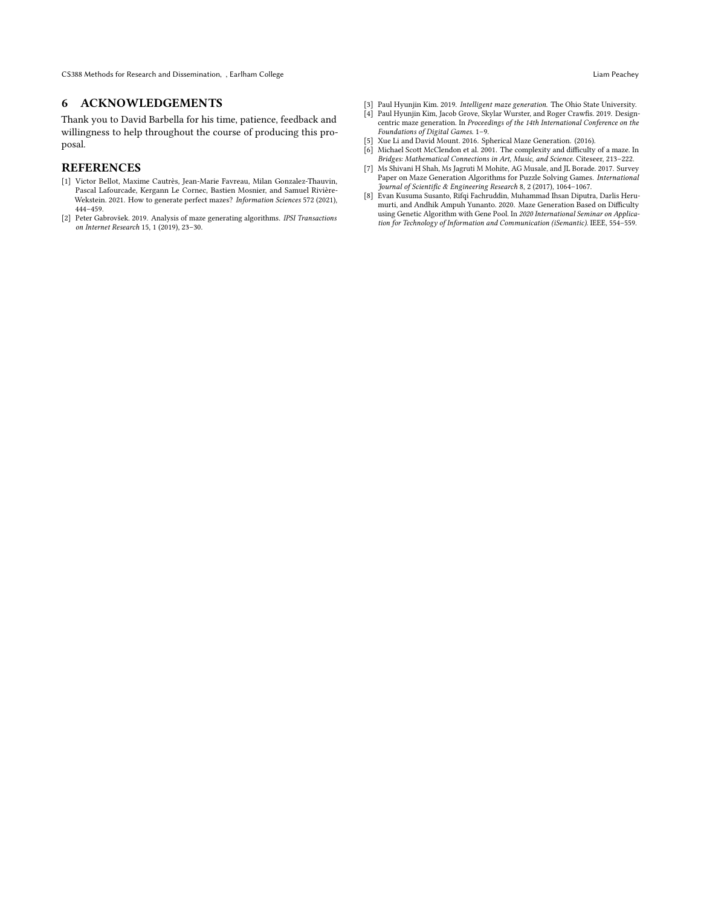## 6 ACKNOWLEDGEMENTS

Thank you to David Barbella for his time, patience, feedback and willingness to help throughout the course of producing this proposal.

## REFERENCES

[1] Victor Bellot, Maxime Cautrès, Jean-Marie Favreau, Milan Gonzalez-Thauvin, Pascal Lafourcade, Kergann Le Cornec, Bastien Mosnier, and Samuel Rivière-Wekstein. 2021. How to generate perfect mazes? *Information Sciences* 572 (2021), 444–459.

[2] Peter Gabrovšek. 2019. Analysis of maze generating algorithms. *IPSI Transactions on Internet Research* 15, 1 (2019), 23–30.

[3] Paul Hyunjin Kim. 2019. *Intelligent maze generation.* The Ohio State University.

[4] Paul Hyunjin Kim, Jacob Grove, Skylar Wurster, and Roger Crawfis. 2019. Design-centric maze generation. In *Proceedings of the 14th International Conference on the Foundations of Digital Games*. 1–9.

[5] Xue Li and David Mount. 2016. Spherical Maze Generation. (2016).

[6] Michael Scott McClendon et al. 2001. The complexity and difficulty of a maze. In *Bridges: Mathematical Connections in Art, Music, and Science*. Citeseer, 213–222.

[7] Ms Shivani H Shah, Ms Jagruti M Mohite, AG Musale, and JL Borade. 2017. Survey Paper on Maze Generation Algorithms for Puzzle Solving Games. *International Journal of Scientific & Engineering Research* 8, 2 (2017), 1064–1067.

[8] Evan Kusuma Susanto, Rifqi Fachruddin, Muhammad Ihsan Diputra, Darlis Herumurti, and Andhik Ampuh Yunanto. 2020. Maze Generation Based on Difficulty using Genetic Algorithm with Gene Pool. In *2020 International Seminar on Application for Technology of Information and Communication (iSemantic)*. IEEE, 554–559.